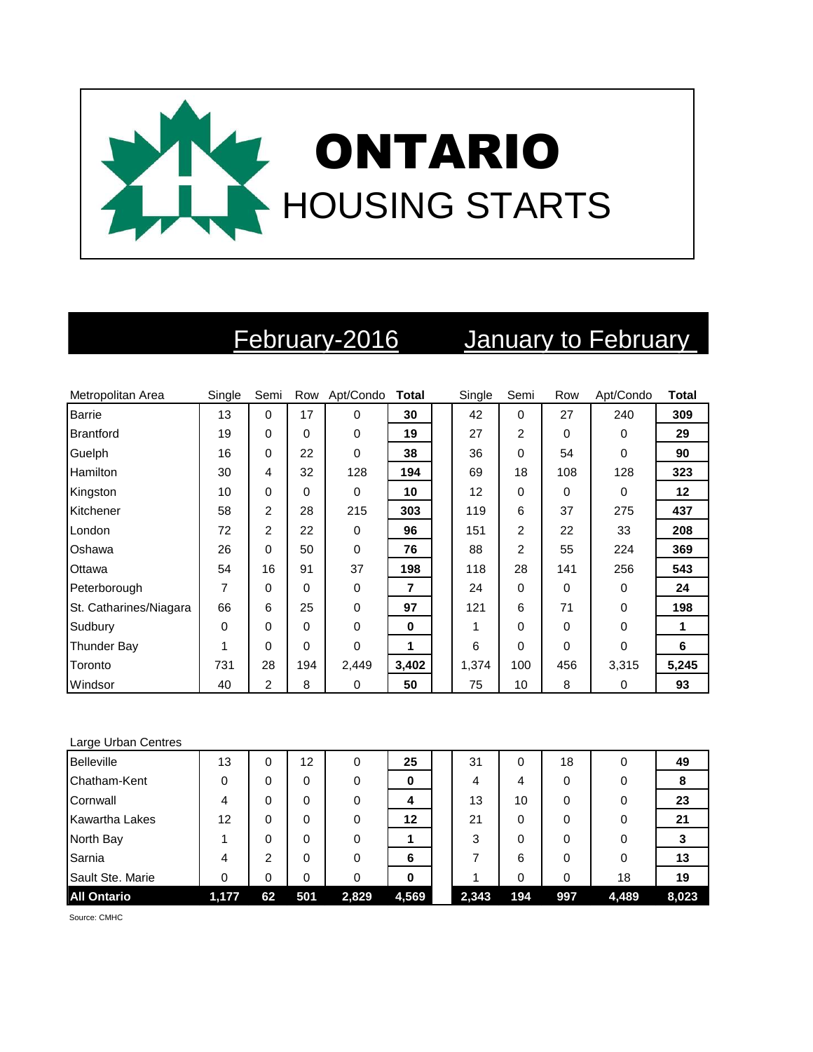# ONTARIO
## HOUSING STARTS

| Metropolitan Area | February-2016 | | | | | January to February | | | | |
|---|---|---|---|---|---|---|---|---|---|---|
| | Single | Semi | Row | Apt/Condo | Total | Single | Semi | Row | Apt/Condo | Total |
| Barrie | 13 | 0 | 17 | 0 | **30** | 42 | 0 | 27 | 240 | **309** |
| Brantford | 19 | 0 | 0 | 0 | **19** | 27 | 2 | 0 | 0 | **29** |
| Guelph | 16 | 0 | 22 | 0 | **38** | 36 | 0 | 54 | 0 | **90** |
| Hamilton | 30 | 4 | 32 | 128 | **194** | 69 | 18 | 108 | 128 | **323** |
| Kingston | 10 | 0 | 0 | 0 | **10** | 12 | 0 | 0 | 0 | **12** |
| Kitchener | 58 | 2 | 28 | 215 | **303** | 119 | 6 | 37 | 275 | **437** |
| London | 72 | 2 | 22 | 0 | **96** | 151 | 2 | 22 | 33 | **208** |
| Oshawa | 26 | 0 | 50 | 0 | **76** | 88 | 2 | 55 | 224 | **369** |
| Ottawa | 54 | 16 | 91 | 37 | **198** | 118 | 28 | 141 | 256 | **543** |
| Peterborough | 7 | 0 | 0 | 0 | **7** | 24 | 0 | 0 | 0 | **24** |
| St. Catharines/Niagara | 66 | 6 | 25 | 0 | **97** | 121 | 6 | 71 | 0 | **198** |
| Sudbury | 0 | 0 | 0 | 0 | **0** | 1 | 0 | 0 | 0 | **1** |
| Thunder Bay | 1 | 0 | 0 | 0 | **1** | 6 | 0 | 0 | 0 | **6** |
| Toronto | 731 | 28 | 194 | 2,449 | **3,402** | 1,374 | 100 | 456 | 3,315 | **5,245** |
| Windsor | 40 | 2 | 8 | 0 | **50** | 75 | 10 | 8 | 0 | **93** |

| Large Urban Centres | Single | Semi | Row | Apt/Condo | Total | Single | Semi | Row | Apt/Condo | Total |
|---|---|---|---|---|---|---|---|---|---|---|
| Belleville | 13 | 0 | 12 | 0 | **25** | 31 | 0 | 18 | 0 | **49** |
| Chatham-Kent | 0 | 0 | 0 | 0 | **0** | 4 | 4 | 0 | 0 | **8** |
| Cornwall | 4 | 0 | 0 | 0 | **4** | 13 | 10 | 0 | 0 | **23** |
| Kawartha Lakes | 12 | 0 | 0 | 0 | **12** | 21 | 0 | 0 | 0 | **21** |
| North Bay | 1 | 0 | 0 | 0 | **1** | 3 | 0 | 0 | 0 | **3** |
| Sarnia | 4 | 2 | 0 | 0 | **6** | 7 | 6 | 0 | 0 | **13** |
| Sault Ste. Marie | 0 | 0 | 0 | 0 | **0** | 1 | 0 | 0 | 18 | **19** |
| **All Ontario** | **1,177** | **62** | **501** | **2,829** | **4,569** | **2,343** | **194** | **997** | **4,489** | **8,023** |

Source: CMHC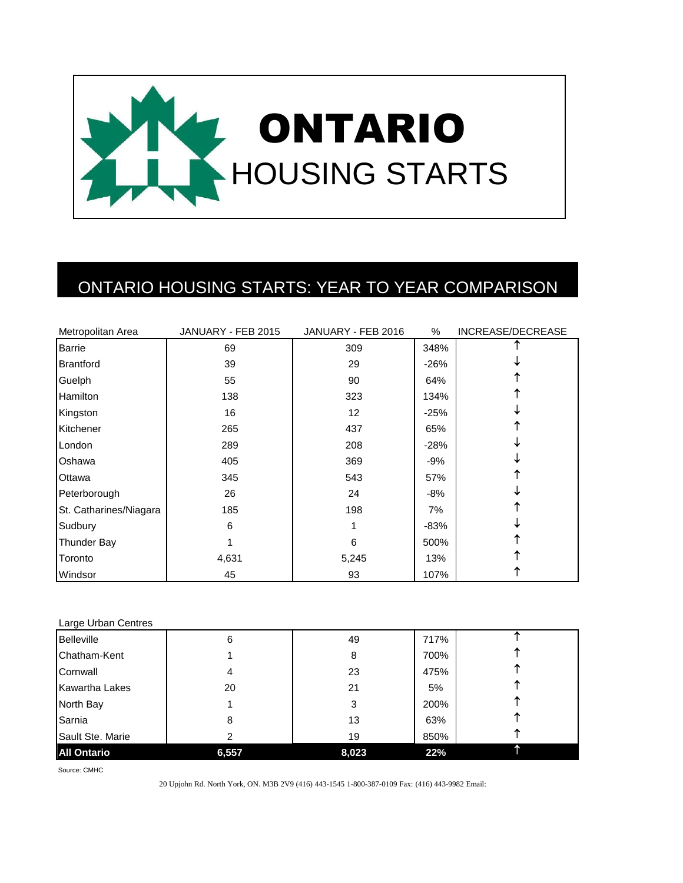# ONTARIO
## HOUSING STARTS

## ONTARIO HOUSING STARTS: YEAR TO YEAR COMPARISON

| Metropolitan Area | JANUARY - FEB 2015 | JANUARY - FEB 2016 | % | INCREASE/DECREASE |
|---|---|---|---|---|
| Barrie | 69 | 309 | 348% | ↑ |
| Brantford | 39 | 29 | -26% | ↓ |
| Guelph | 55 | 90 | 64% | ↑ |
| Hamilton | 138 | 323 | 134% | ↑ |
| Kingston | 16 | 12 | -25% | ↓ |
| Kitchener | 265 | 437 | 65% | ↑ |
| London | 289 | 208 | -28% | ↓ |
| Oshawa | 405 | 369 | -9% | ↓ |
| Ottawa | 345 | 543 | 57% | ↑ |
| Peterborough | 26 | 24 | -8% | ↓ |
| St. Catharines/Niagara | 185 | 198 | 7% | ↑ |
| Sudbury | 6 | 1 | -83% | ↓ |
| Thunder Bay | 1 | 6 | 500% | ↑ |
| Toronto | 4,631 | 5,245 | 13% | ↑ |
| Windsor | 45 | 93 | 107% | ↑ |

| Large Urban Centres | | | | |
|---|---|---|---|---|
| Belleville | 6 | 49 | 717% | ↑ |
| Chatham-Kent | 1 | 8 | 700% | ↑ |
| Cornwall | 4 | 23 | 475% | ↑ |
| Kawartha Lakes | 20 | 21 | 5% | ↑ |
| North Bay | 1 | 3 | 200% | ↑ |
| Sarnia | 8 | 13 | 63% | ↑ |
| Sault Ste. Marie | 2 | 19 | 850% | ↑ |
| **All Ontario** | **6,557** | **8,023** | **22%** | ↑ |

Source: CMHC

20 Upjohn Rd. North York, ON. M3B 2V9 (416) 443-1545 1-800-387-0109 Fax: (416) 443-9982 Email: